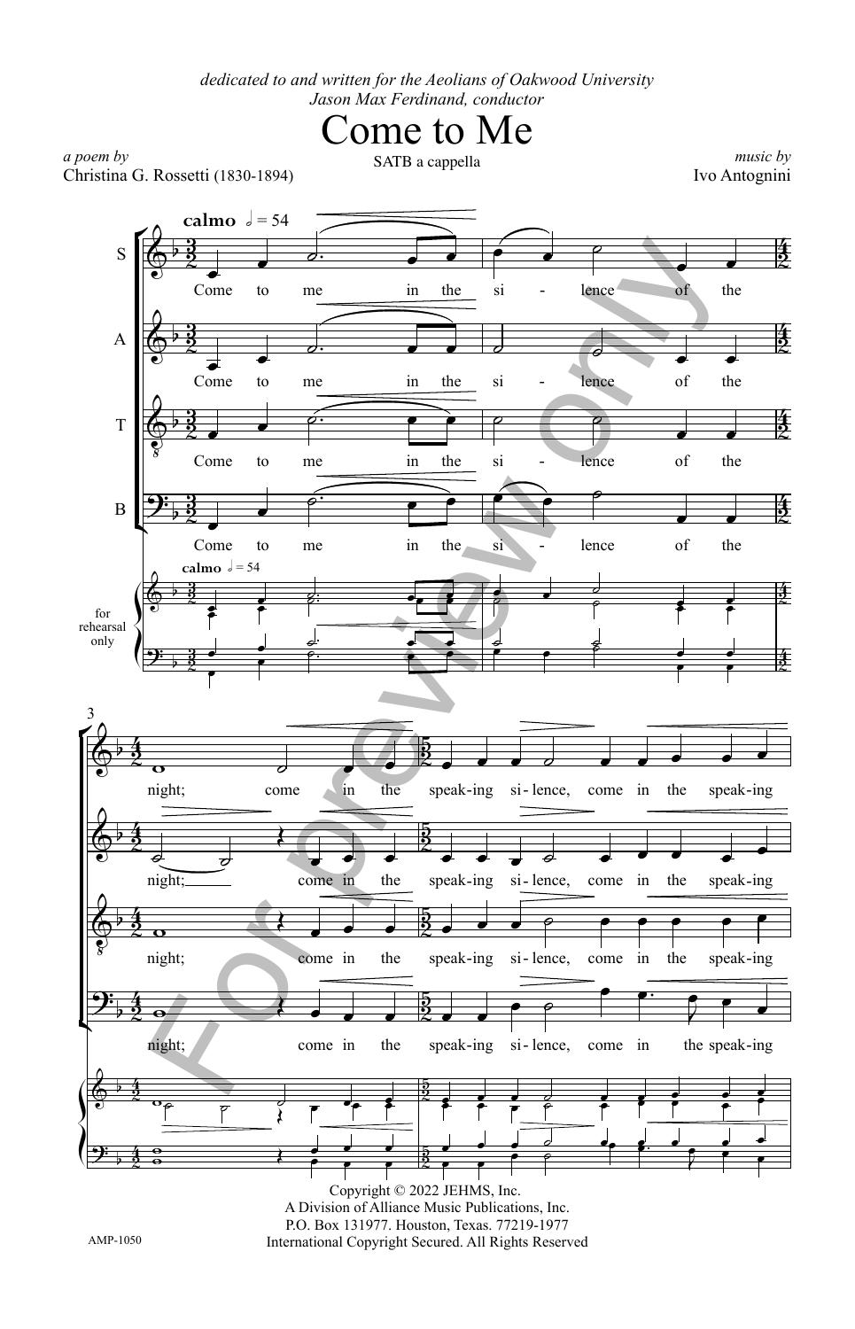*dedicated to and written for the Aeolians of Oakwood University*
*Jason Max Ferdinand, conductor*

# Come to Me

*a poem by*
Christina G. Rossetti (1830-1894)

SATB a cappella

*music by*
Ivo Antognini

**calmo** ♩ = 54

S: Come to me in the si - lence of the night; come in the speak-ing si - lence, come in the speak-ing

A: Come to me in the si - lence of the night; come in the speak-ing si - lence, come in the speak-ing

T: Come to me in the si - lence of the night; come in the speak-ing si - lence, come in the speak-ing

B: Come to me in the si - lence of the night; come in the speak-ing si - lence, come in the speak-ing

for rehearsal only

Copyright © 2022 JEHMS, Inc.
A Division of Alliance Music Publications, Inc.
P.O. Box 131977. Houston, Texas. 77219-1977
International Copyright Secured. All Rights Reserved

AMP-1050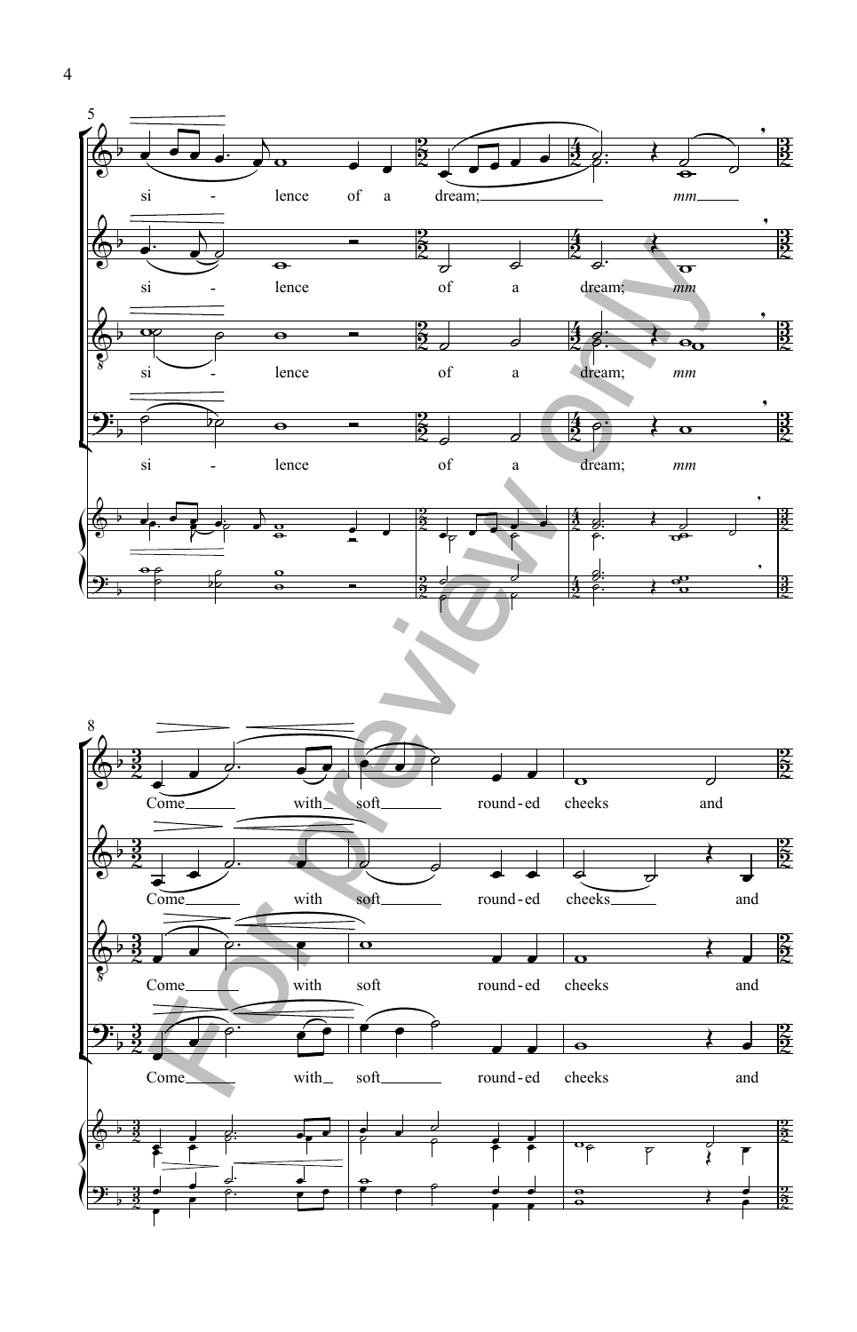si - lence of a dream; *mm*

Come with soft round-ed cheeks and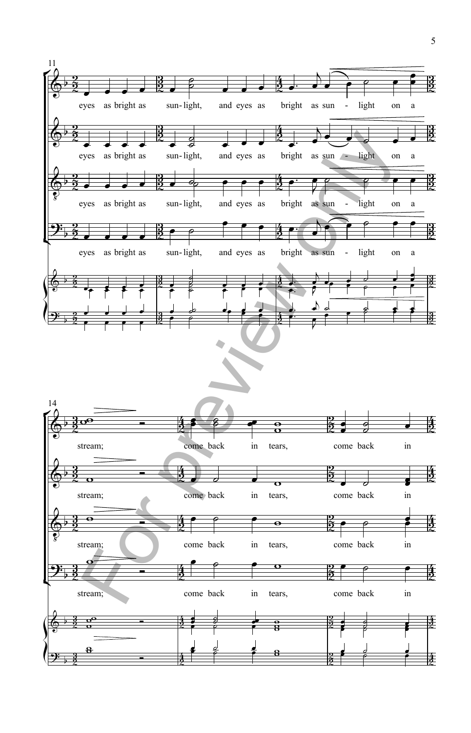11

eyes as bright as sun-light, and eyes as bright as sun - light on a

14

stream; come back in tears, come back in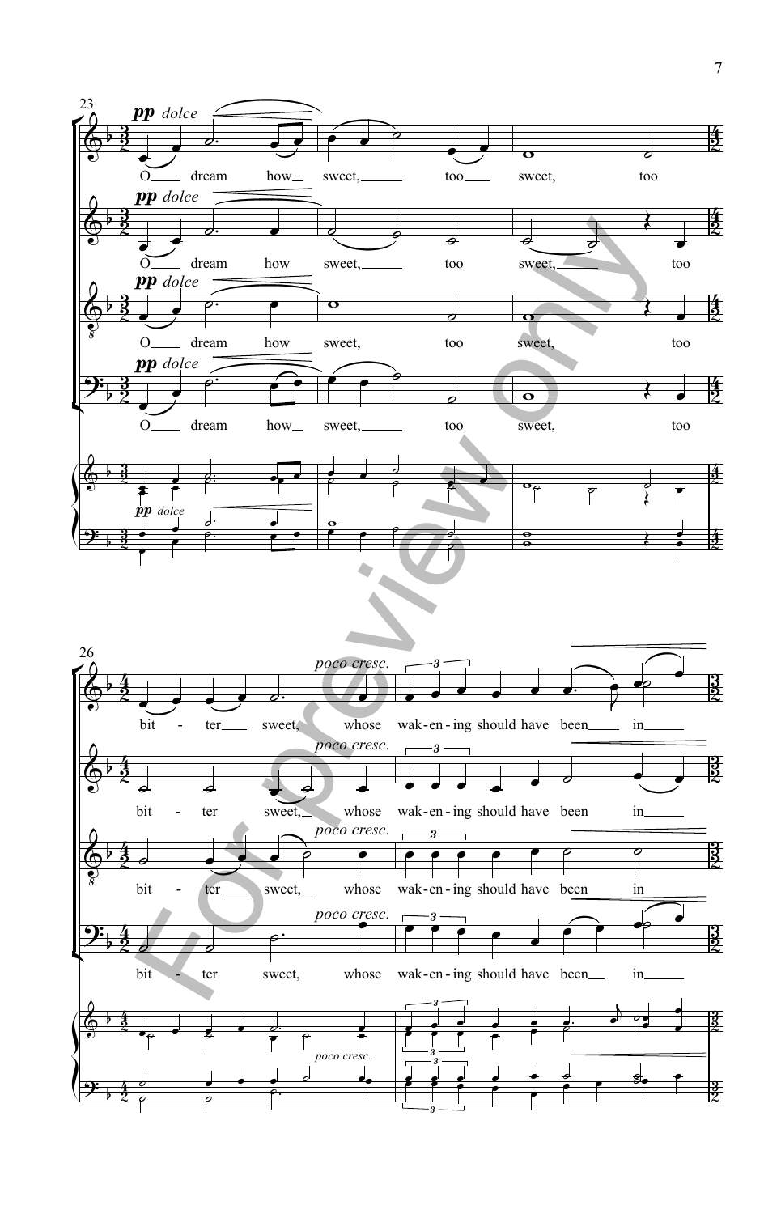23

*pp dolce*

O dream how sweet, too sweet, too

26

bit - ter sweet, whose

*poco cresc.*

wak - en - ing should have been in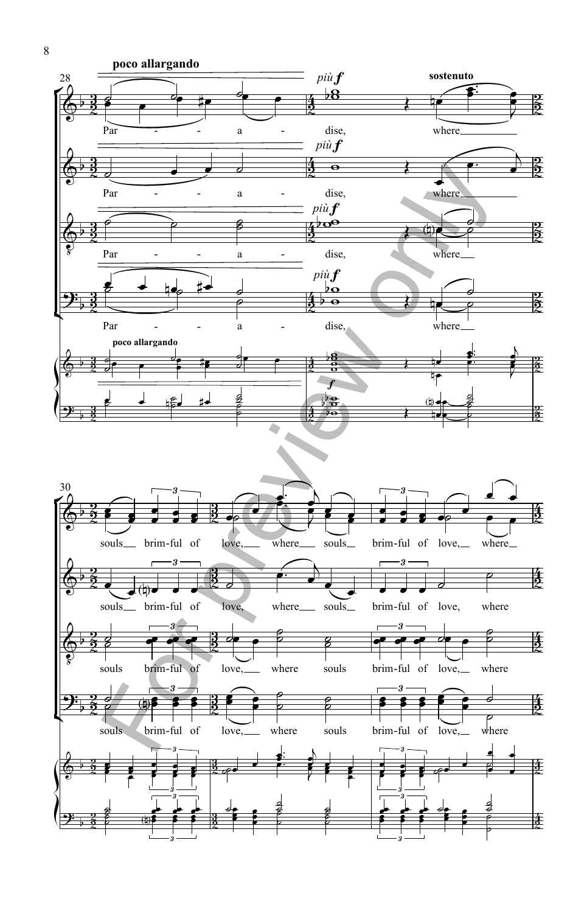28

**poco allargando**

*più f*

**sostenuto**

Par - - - a - dise, where

Par - - - a - dise, where

Par - - - a - dise, where

Par - - - a - dise, where

**poco allargando**

*f*

30

souls brim-ful of love, where souls brim-ful of love, where

souls brim-ful of love, where souls brim-ful of love, where

souls brim-ful of love, where souls brim-ful of love, where

souls brim-ful of love, where souls brim-ful of love, where

For preview only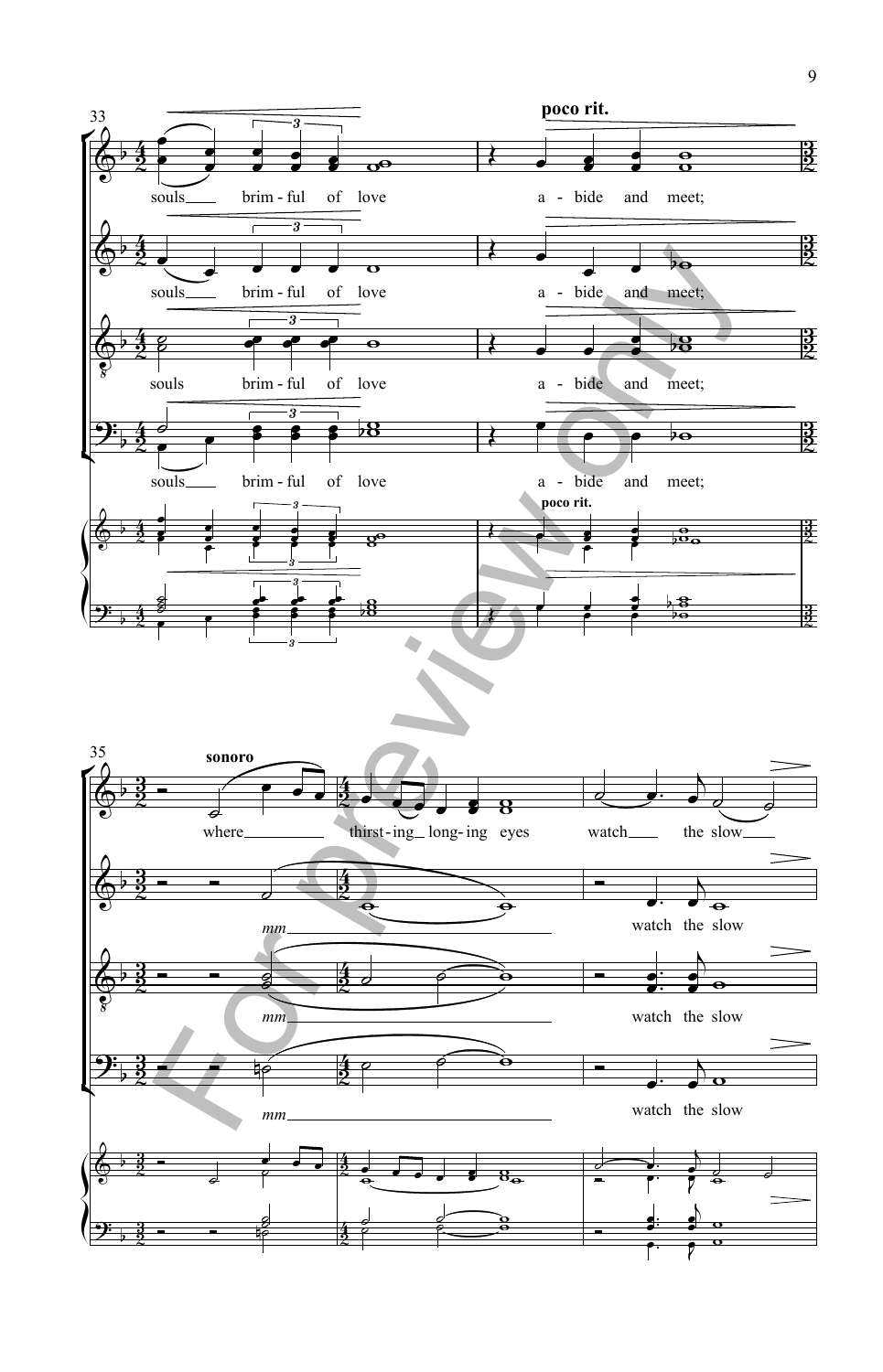33

poco rit.

souls brim - ful of love a - bide and meet;

souls brim - ful of love a - bide and meet;

souls brim - ful of love a - bide and meet;

souls brim - ful of love a - bide and meet;

poco rit.

35

sonoro

where thirst - ing long - ing eyes watch the slow

*mm* watch the slow

*mm* watch the slow

*mm* watch the slow

For preview only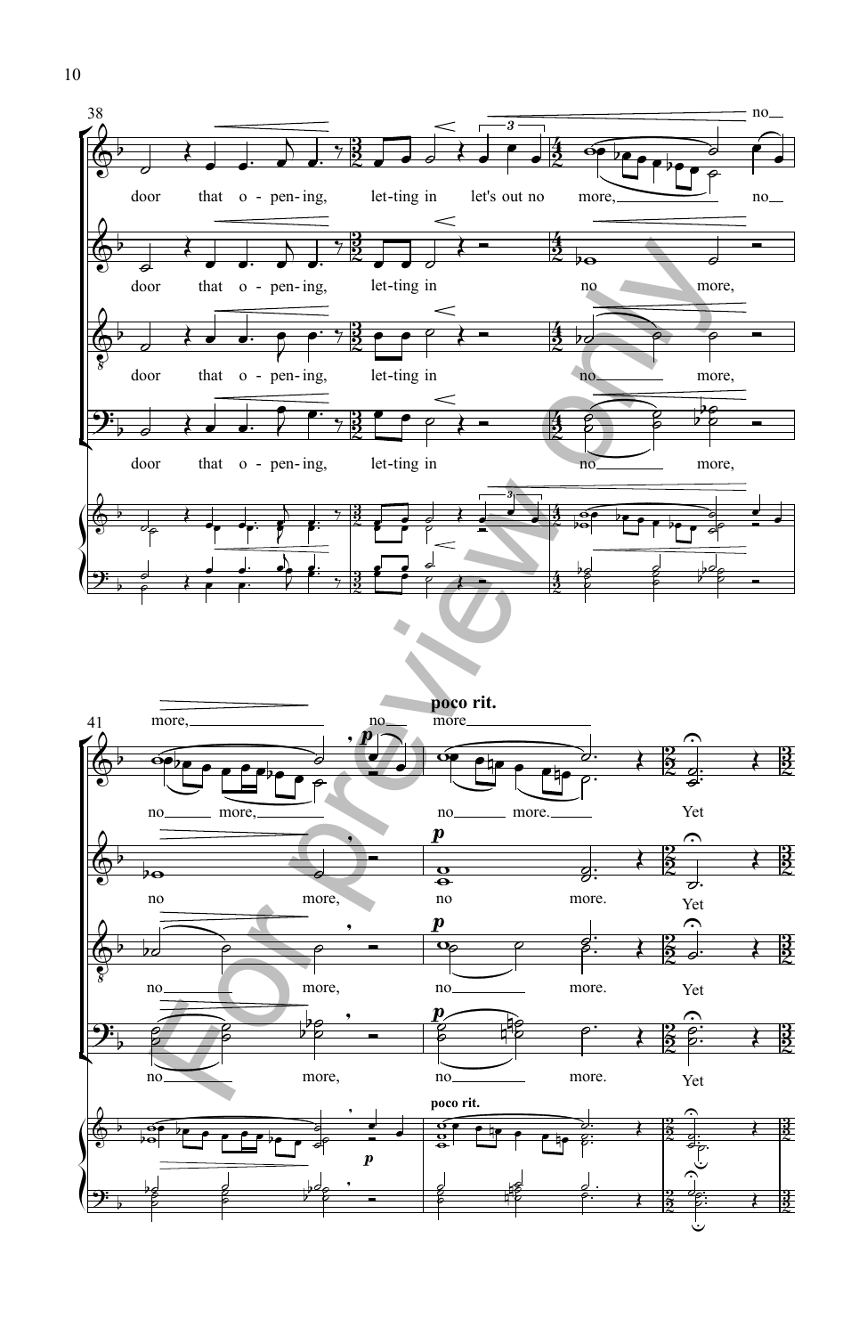38

door that o - pen - ing, let-ting in let's out no more, no more, no

door that o - pen - ing, let-ting in no more,

door that o - pen - ing, let-ting in no more,

door that o - pen - ing, let-ting in no more,

41

**poco rit.**

more, no more

no more, no more. Yet

no more, no more. Yet

no more, no more. Yet

no more, no more. Yet

**poco rit.**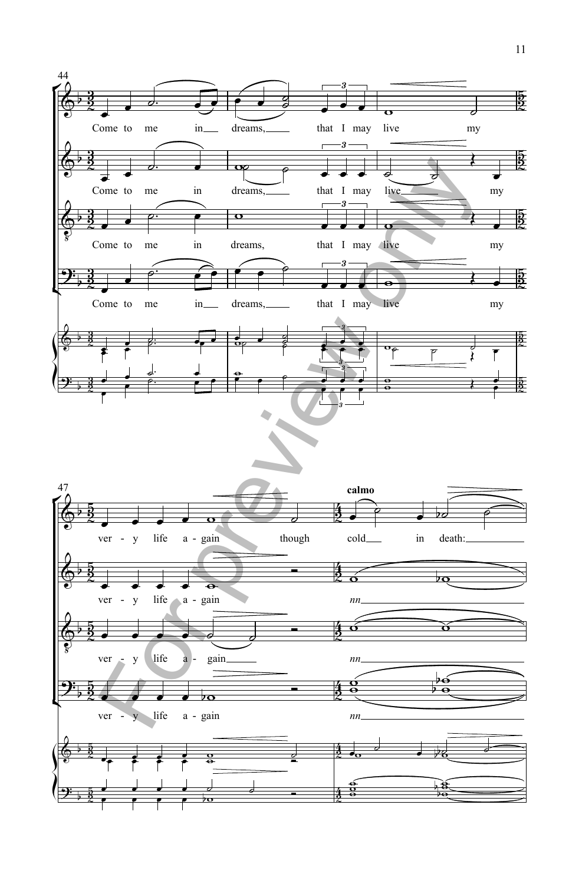Come to me in dreams, that I may live my

Come to me in dreams, that I may live my

Come to me in dreams, that I may live my

Come to me in dreams, that I may live my

**calmo**

ver - y life a - gain though cold in death:

ver - y life a - gain *nn*

ver - y life a - gain *nn*

ver - y life a - gain *nn*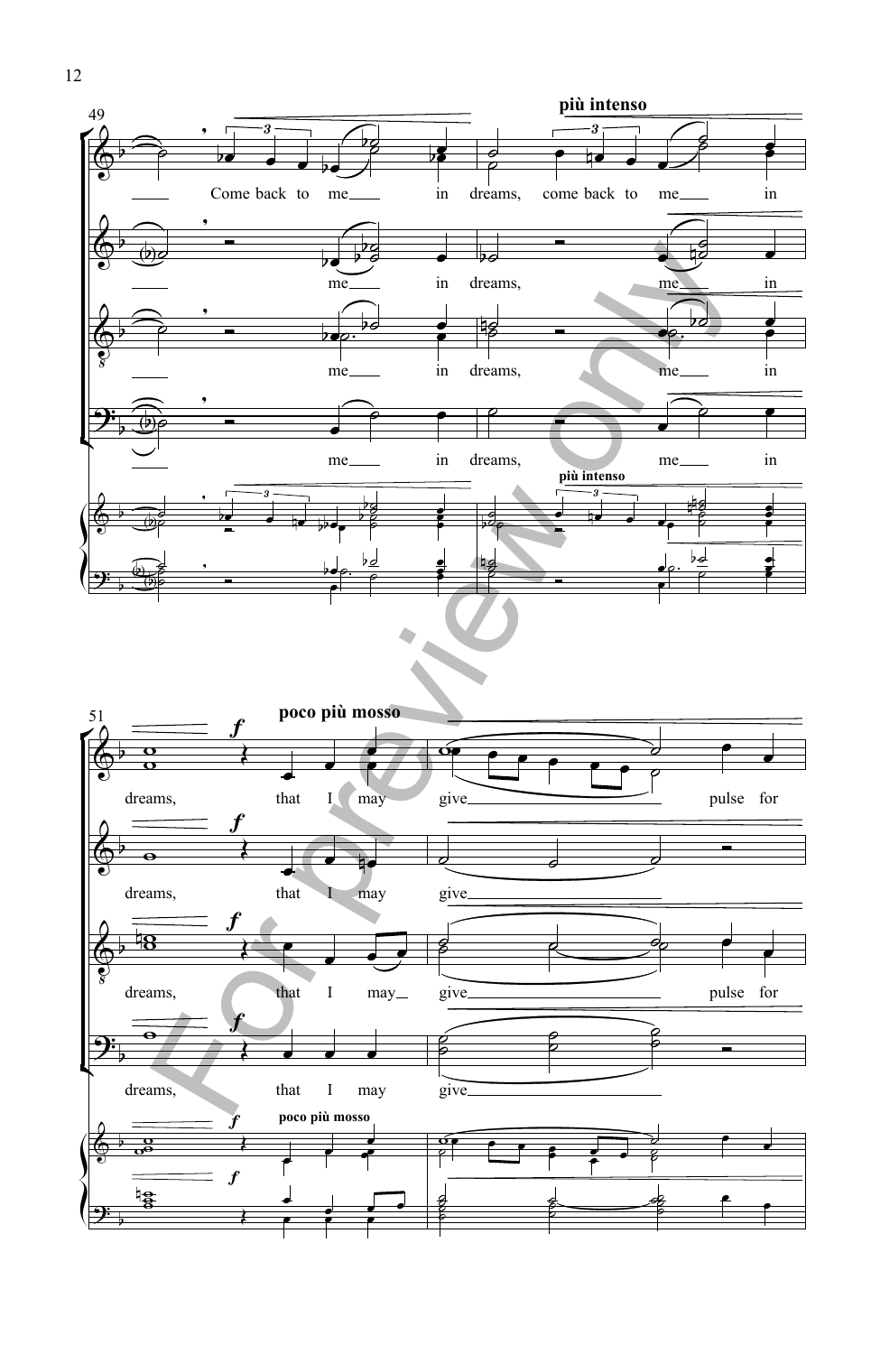49

**più intenso**

Come back to me in dreams, come back to me in

me in dreams, me in

me in dreams, me in

me in dreams, me in

**più intenso**

51

***f*** **poco più mosso**

dreams, that I may give pulse for

dreams, that I may give

dreams, that I may give pulse for

dreams, that I may give

***f*** **poco più mosso**

For preview only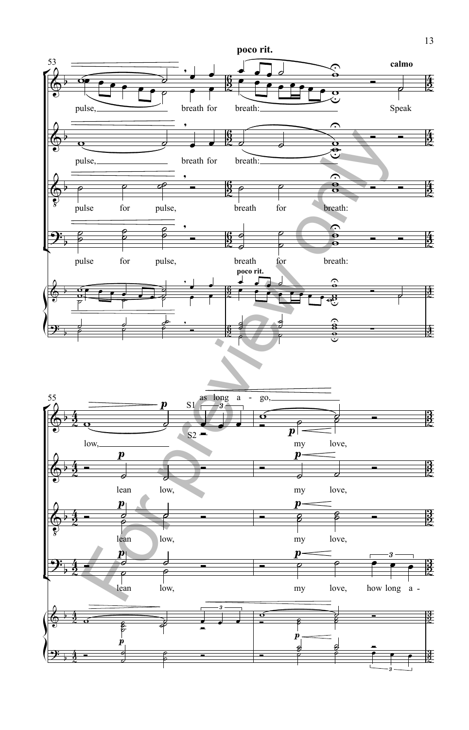**poco rit.**

**calmo**

pulse, breath for breath: Speak

pulse, breath for breath:

pulse for pulse, breath for breath:

pulse for pulse, breath for breath:

low, as long a - go, my love,

lean low, my love,

lean low, my love,

lean low, my love, how long a -

For preview only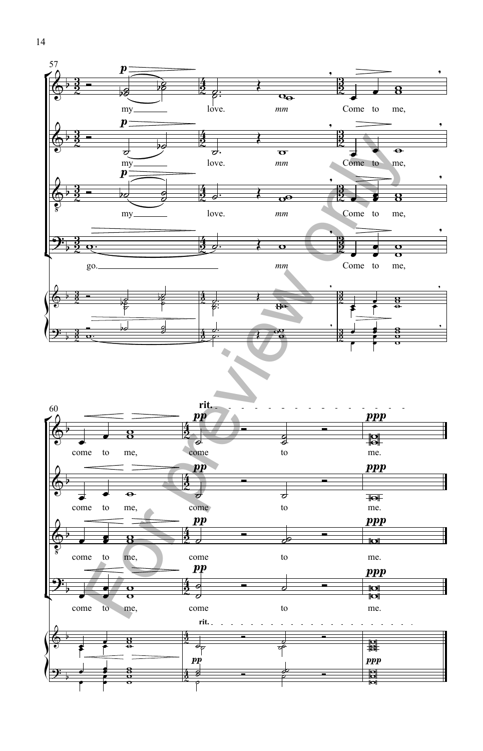57

*p*

my ___ love. *mm* Come to me,

my ___ love. *mm* Come to me,

my ___ love. *mm* Come to me,

go. ___ *mm* Come to me,

60

**rit.**

*pp* *ppp*

come to me, come to me.

come to me, come to me.

come to me, come to me.

come to me, come to me.

For preview only